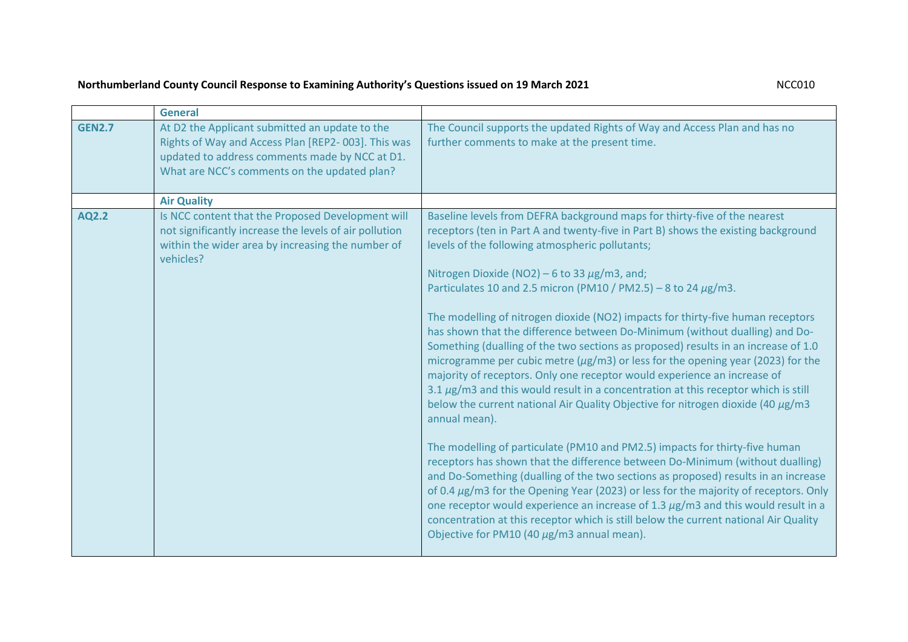**Northumberland County Council Response to Examining Authority's Questions issued on 19 March 2021** NCC010

| | **General** | |
|---|---|---|
| **GEN2.7** | At D2 the Applicant submitted an update to the Rights of Way and Access Plan [REP2- 003]. This was updated to address comments made by NCC at D1. What are NCC's comments on the updated plan? | The Council supports the updated Rights of Way and Access Plan and has no further comments to make at the present time. |
| | **Air Quality** | |
| **AQ2.2** | Is NCC content that the Proposed Development will not significantly increase the levels of air pollution within the wider area by increasing the number of vehicles? | Baseline levels from DEFRA background maps for thirty-five of the nearest receptors (ten in Part A and twenty-five in Part B) shows the existing background levels of the following atmospheric pollutants;<br><br>Nitrogen Dioxide ($NO_2$) – 6 to 33 $\mu$g/m3, and;<br>Particulates 10 and 2.5 micron ($PM_{10}$ / $PM_{2.5}$) – 8 to 24 $\mu$g/m3.<br><br>The modelling of nitrogen dioxide ($NO_2$) impacts for thirty-five human receptors has shown that the difference between Do-Minimum (without dualling) and Do-Something (dualling of the two sections as proposed) results in an increase of 1.0 microgramme per cubic metre ($\mu$g/m3) or less for the opening year (2023) for the majority of receptors. Only one receptor would experience an increase of 3.1 $\mu$g/m3 and this would result in a concentration at this receptor which is still below the current national Air Quality Objective for nitrogen dioxide (40 $\mu$g/m3 annual mean).<br><br>The modelling of particulate ($PM_{10}$ and $PM_{2.5}$) impacts for thirty-five human receptors has shown that the difference between Do-Minimum (without dualling) and Do-Something (dualling of the two sections as proposed) results in an increase of 0.4 $\mu$g/m3 for the Opening Year (2023) or less for the majority of receptors. Only one receptor would experience an increase of 1.3 $\mu$g/m3 and this would result in a concentration at this receptor which is still below the current national Air Quality Objective for $PM_{10}$ (40 $\mu$g/m3 annual mean). |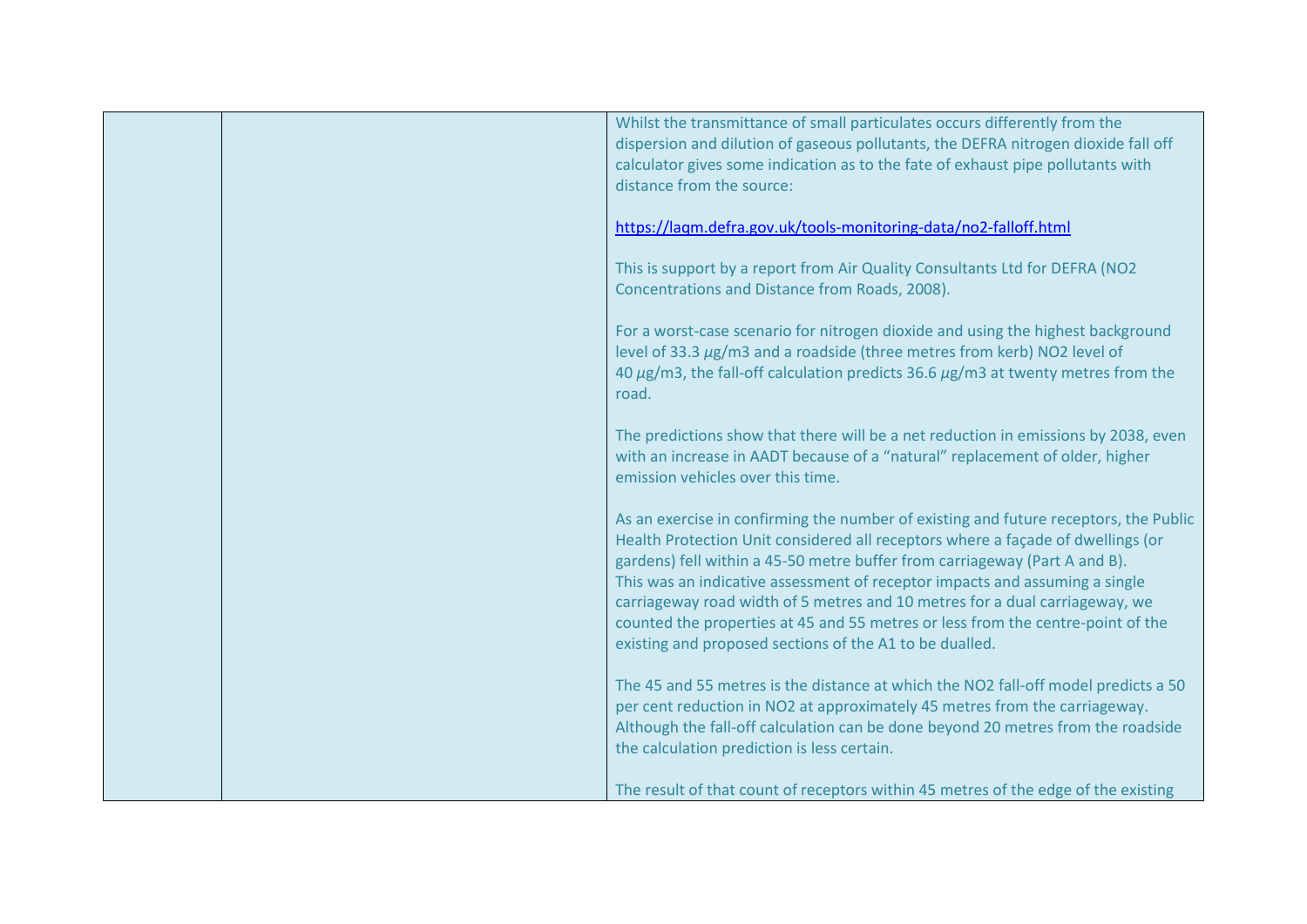|  |  | Whilst the transmittance of small particulates occurs differently from the dispersion and dilution of gaseous pollutants, the DEFRA nitrogen dioxide fall off calculator gives some indication as to the fate of exhaust pipe pollutants with distance from the source:<br><br>https://laqm.defra.gov.uk/tools-monitoring-data/no2-falloff.html<br><br>This is support by a report from Air Quality Consultants Ltd for DEFRA (NO2 Concentrations and Distance from Roads, 2008).<br><br>For a worst-case scenario for nitrogen dioxide and using the highest background level of 33.3 $\mu$g/m3 and a roadside (three metres from kerb) NO2 level of 40 $\mu$g/m3, the fall-off calculation predicts 36.6 $\mu$g/m3 at twenty metres from the road.<br><br>The predictions show that there will be a net reduction in emissions by 2038, even with an increase in AADT because of a "natural" replacement of older, higher emission vehicles over this time.<br><br>As an exercise in confirming the number of existing and future receptors, the Public Health Protection Unit considered all receptors where a façade of dwellings (or gardens) fell within a 45-50 metre buffer from carriageway (Part A and B). This was an indicative assessment of receptor impacts and assuming a single carriageway road width of 5 metres and 10 metres for a dual carriageway, we counted the properties at 45 and 55 metres or less from the centre-point of the existing and proposed sections of the A1 to be dualled.<br><br>The 45 and 55 metres is the distance at which the NO2 fall-off model predicts a 50 per cent reduction in NO2 at approximately 45 metres from the carriageway. Although the fall-off calculation can be done beyond 20 metres from the roadside the calculation prediction is less certain.<br><br>The result of that count of receptors within 45 metres of the edge of the existing |
|---|---|---|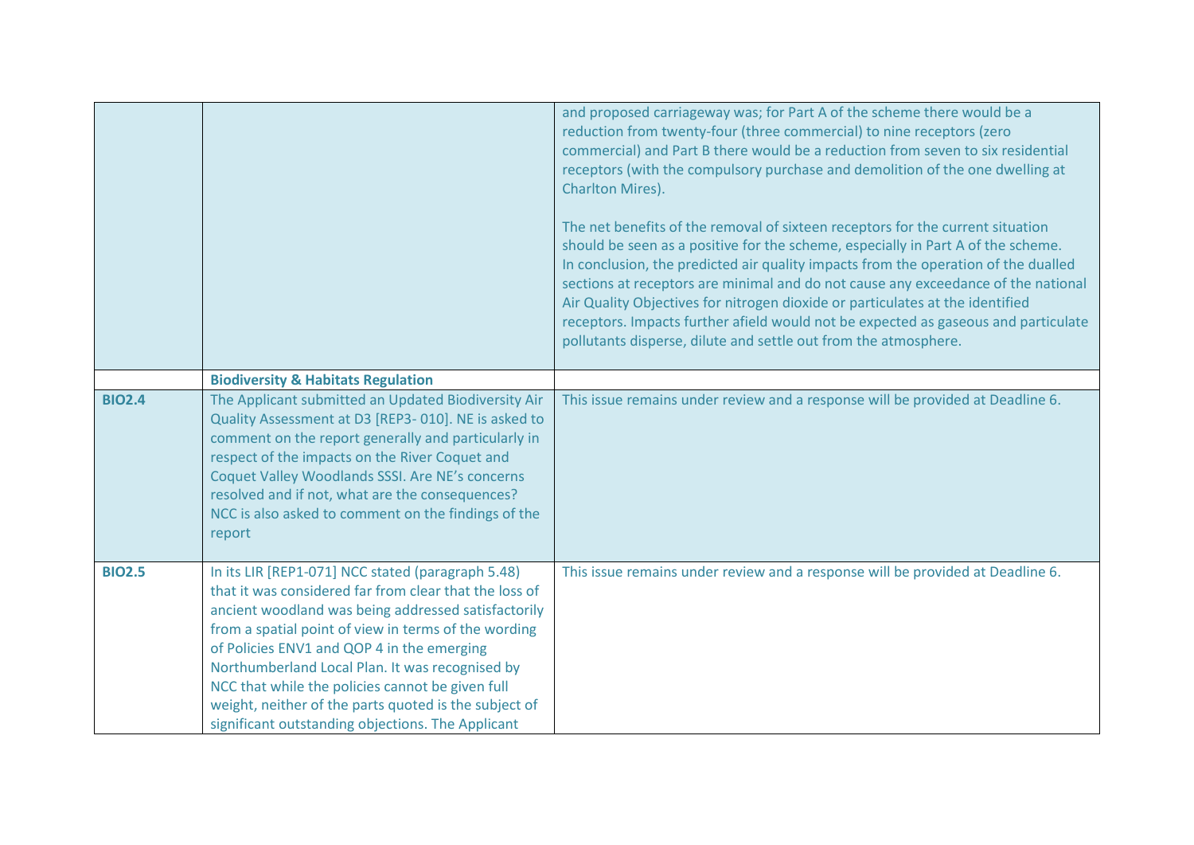| | | |
|---|---|---|
| | | and proposed carriageway was; for Part A of the scheme there would be a reduction from twenty-four (three commercial) to nine receptors (zero commercial) and Part B there would be a reduction from seven to six residential receptors (with the compulsory purchase and demolition of the one dwelling at Charlton Mires).<br><br>The net benefits of the removal of sixteen receptors for the current situation should be seen as a positive for the scheme, especially in Part A of the scheme. In conclusion, the predicted air quality impacts from the operation of the dualled sections at receptors are minimal and do not cause any exceedance of the national Air Quality Objectives for nitrogen dioxide or particulates at the identified receptors. Impacts further afield would not be expected as gaseous and particulate pollutants disperse, dilute and settle out from the atmosphere. |
| | **Biodiversity & Habitats Regulation** | |
| **BIO2.4** | The Applicant submitted an Updated Biodiversity Air Quality Assessment at D3 [REP3- 010]. NE is asked to comment on the report generally and particularly in respect of the impacts on the River Coquet and Coquet Valley Woodlands SSSI. Are NE's concerns resolved and if not, what are the consequences? NCC is also asked to comment on the findings of the report | This issue remains under review and a response will be provided at Deadline 6. |
| **BIO2.5** | In its LIR [REP1-071] NCC stated (paragraph 5.48) that it was considered far from clear that the loss of ancient woodland was being addressed satisfactorily from a spatial point of view in terms of the wording of Policies ENV1 and QOP 4 in the emerging Northumberland Local Plan. It was recognised by NCC that while the policies cannot be given full weight, neither of the parts quoted is the subject of significant outstanding objections. The Applicant | This issue remains under review and a response will be provided at Deadline 6. |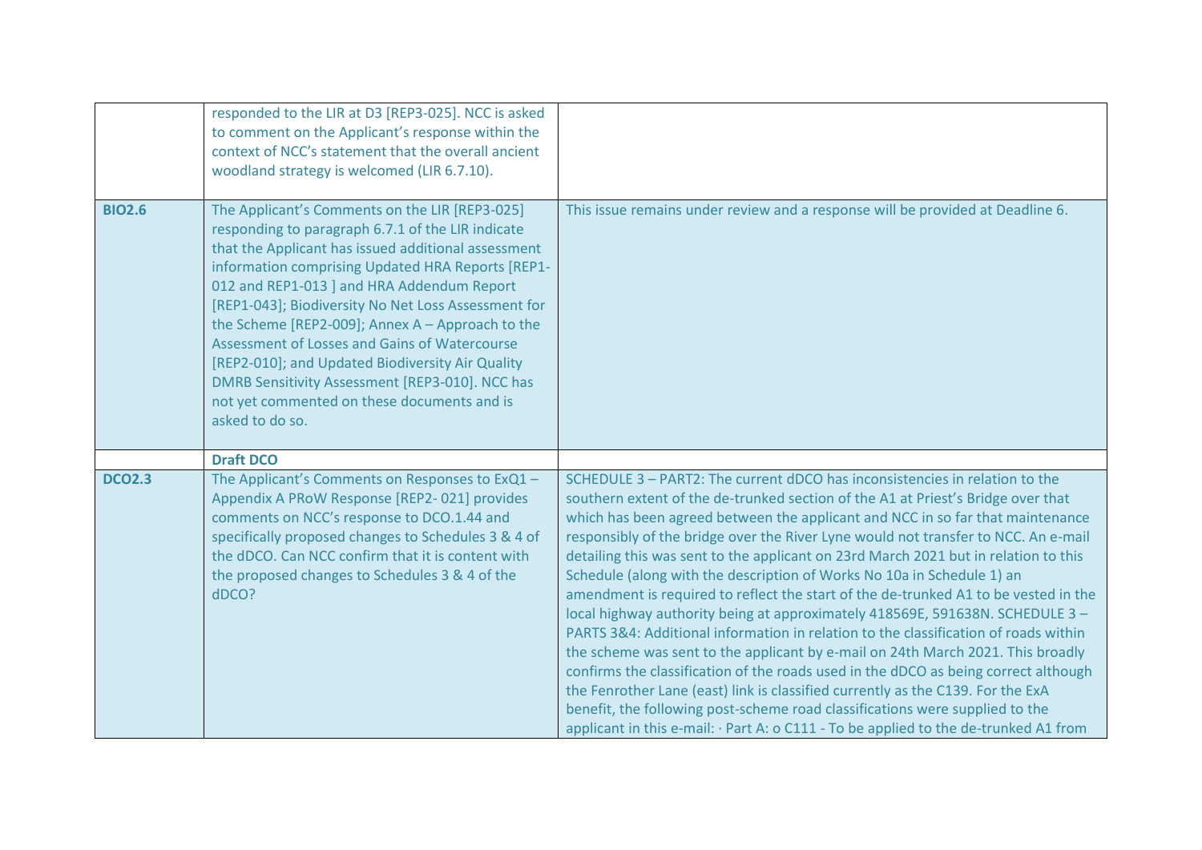| | | |
|---|---|---|
| | responded to the LIR at D3 [REP3-025]. NCC is asked to comment on the Applicant's response within the context of NCC's statement that the overall ancient woodland strategy is welcomed (LIR 6.7.10). | |
| **BIO2.6** | The Applicant's Comments on the LIR [REP3-025] responding to paragraph 6.7.1 of the LIR indicate that the Applicant has issued additional assessment information comprising Updated HRA Reports [REP1-012 and REP1-013 ] and HRA Addendum Report [REP1-043]; Biodiversity No Net Loss Assessment for the Scheme [REP2-009]; Annex A – Approach to the Assessment of Losses and Gains of Watercourse [REP2-010]; and Updated Biodiversity Air Quality DMRB Sensitivity Assessment [REP3-010]. NCC has not yet commented on these documents and is asked to do so. | This issue remains under review and a response will be provided at Deadline 6. |
| | **Draft DCO** | |
| **DCO2.3** | The Applicant's Comments on Responses to ExQ1 – Appendix A PRoW Response [REP2- 021] provides comments on NCC's response to DCO.1.44 and specifically proposed changes to Schedules 3 & 4 of the dDCO. Can NCC confirm that it is content with the proposed changes to Schedules 3 & 4 of the dDCO? | SCHEDULE 3 – PART2: The current dDCO has inconsistencies in relation to the southern extent of the de-trunked section of the A1 at Priest's Bridge over that which has been agreed between the applicant and NCC in so far that maintenance responsibly of the bridge over the River Lyne would not transfer to NCC. An e-mail detailing this was sent to the applicant on 23rd March 2021 but in relation to this Schedule (along with the description of Works No 10a in Schedule 1) an amendment is required to reflect the start of the de-trunked A1 to be vested in the local highway authority being at approximately 418569E, 591638N. SCHEDULE 3 – PARTS 3&4: Additional information in relation to the classification of roads within the scheme was sent to the applicant by e-mail on 24th March 2021. This broadly confirms the classification of the roads used in the dDCO as being correct although the Fenrother Lane (east) link is classified currently as the C139. For the ExA benefit, the following post-scheme road classifications were supplied to the applicant in this e-mail: · Part A: o C111 - To be applied to the de-trunked A1 from |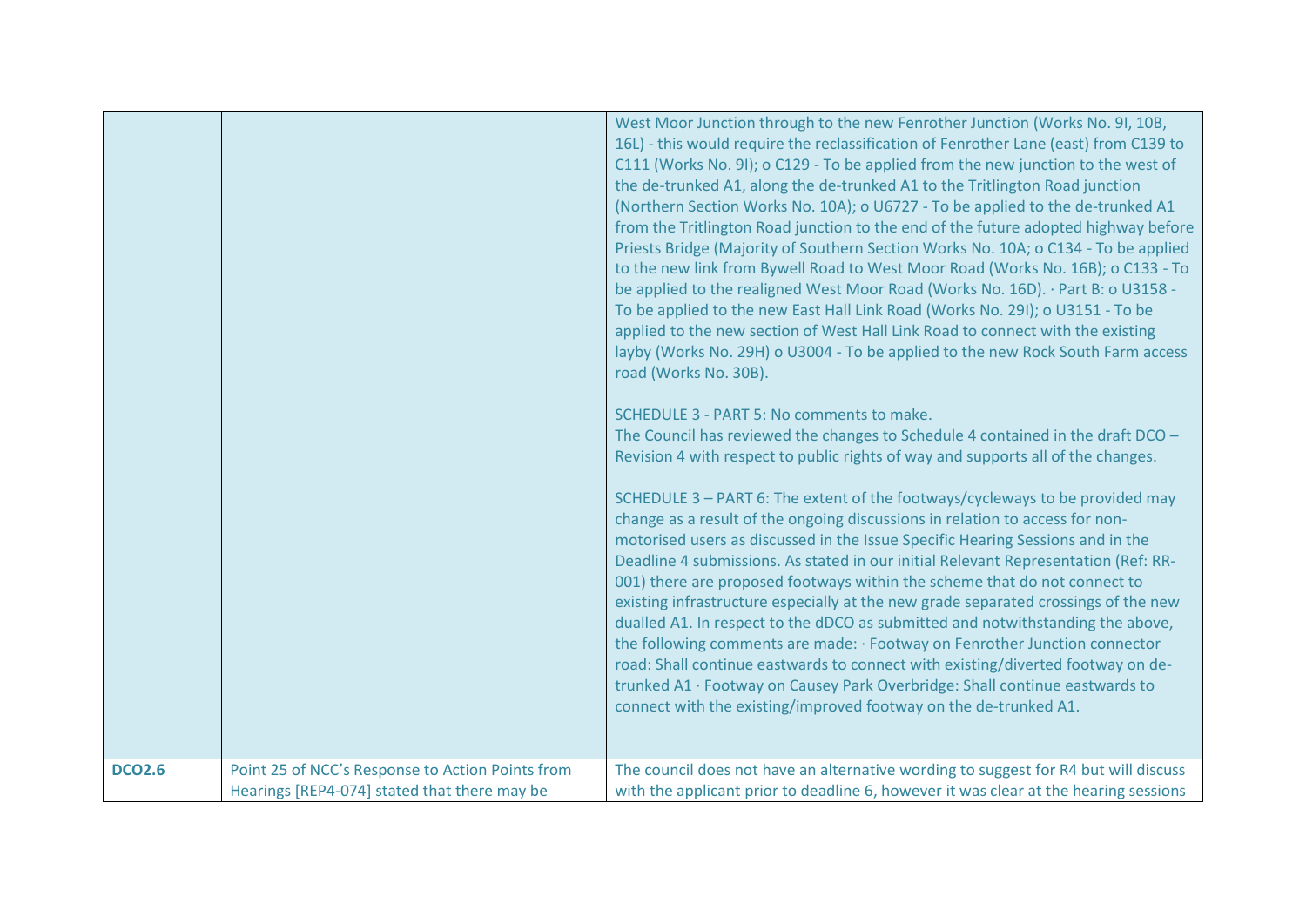| | | |
|---|---|---|
| | | West Moor Junction through to the new Fenrother Junction (Works No. 9I, 10B, 16L) - this would require the reclassification of Fenrother Lane (east) from C139 to C111 (Works No. 9I); o C129 - To be applied from the new junction to the west of the de-trunked A1, along the de-trunked A1 to the Tritlington Road junction (Northern Section Works No. 10A); o U6727 - To be applied to the de-trunked A1 from the Tritlington Road junction to the end of the future adopted highway before Priests Bridge (Majority of Southern Section Works No. 10A; o C134 - To be applied to the new link from Bywell Road to West Moor Road (Works No. 16B); o C133 - To be applied to the realigned West Moor Road (Works No. 16D). · Part B: o U3158 - To be applied to the new East Hall Link Road (Works No. 29I); o U3151 - To be applied to the new section of West Hall Link Road to connect with the existing layby (Works No. 29H) o U3004 - To be applied to the new Rock South Farm access road (Works No. 30B).<br><br>SCHEDULE 3 - PART 5: No comments to make.<br>The Council has reviewed the changes to Schedule 4 contained in the draft DCO – Revision 4 with respect to public rights of way and supports all of the changes.<br><br>SCHEDULE 3 – PART 6: The extent of the footways/cycleways to be provided may change as a result of the ongoing discussions in relation to access for non-motorised users as discussed in the Issue Specific Hearing Sessions and in the Deadline 4 submissions. As stated in our initial Relevant Representation (Ref: RR-001) there are proposed footways within the scheme that do not connect to existing infrastructure especially at the new grade separated crossings of the new dualled A1. In respect to the dDCO as submitted and notwithstanding the above, the following comments are made: · Footway on Fenrother Junction connector road: Shall continue eastwards to connect with existing/diverted footway on de-trunked A1 · Footway on Causey Park Overbridge: Shall continue eastwards to connect with the existing/improved footway on the de-trunked A1. |
| **DCO2.6** | Point 25 of NCC's Response to Action Points from Hearings [REP4-074] stated that there may be | The council does not have an alternative wording to suggest for R4 but will discuss with the applicant prior to deadline 6, however it was clear at the hearing sessions |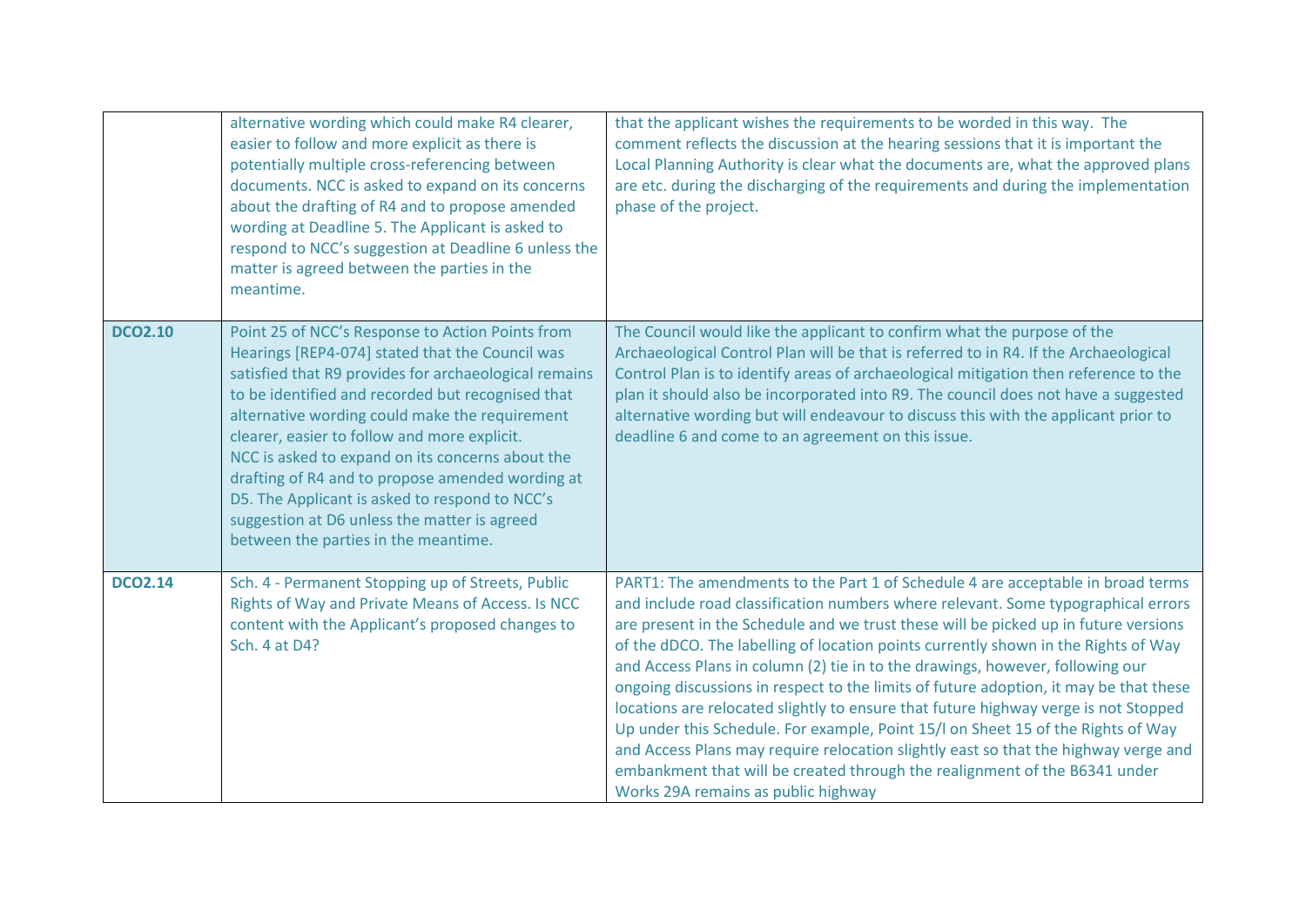| | | |
|---|---|---|
| | alternative wording which could make R4 clearer, easier to follow and more explicit as there is potentially multiple cross-referencing between documents. NCC is asked to expand on its concerns about the drafting of R4 and to propose amended wording at Deadline 5. The Applicant is asked to respond to NCC's suggestion at Deadline 6 unless the matter is agreed between the parties in the meantime. | that the applicant wishes the requirements to be worded in this way. The comment reflects the discussion at the hearing sessions that it is important the Local Planning Authority is clear what the documents are, what the approved plans are etc. during the discharging of the requirements and during the implementation phase of the project. |
| **DCO2.10** | Point 25 of NCC's Response to Action Points from Hearings [REP4-074] stated that the Council was satisfied that R9 provides for archaeological remains to be identified and recorded but recognised that alternative wording could make the requirement clearer, easier to follow and more explicit.<br>NCC is asked to expand on its concerns about the drafting of R4 and to propose amended wording at D5. The Applicant is asked to respond to NCC's suggestion at D6 unless the matter is agreed between the parties in the meantime. | The Council would like the applicant to confirm what the purpose of the Archaeological Control Plan will be that is referred to in R4. If the Archaeological Control Plan is to identify areas of archaeological mitigation then reference to the plan it should also be incorporated into R9. The council does not have a suggested alternative wording but will endeavour to discuss this with the applicant prior to deadline 6 and come to an agreement on this issue. |
| **DCO2.14** | Sch. 4 - Permanent Stopping up of Streets, Public Rights of Way and Private Means of Access. Is NCC content with the Applicant's proposed changes to Sch. 4 at D4? | PART1: The amendments to the Part 1 of Schedule 4 are acceptable in broad terms and include road classification numbers where relevant. Some typographical errors are present in the Schedule and we trust these will be picked up in future versions of the dDCO. The labelling of location points currently shown in the Rights of Way and Access Plans in column (2) tie in to the drawings, however, following our ongoing discussions in respect to the limits of future adoption, it may be that these locations are relocated slightly to ensure that future highway verge is not Stopped Up under this Schedule. For example, Point 15/l on Sheet 15 of the Rights of Way and Access Plans may require relocation slightly east so that the highway verge and embankment that will be created through the realignment of the B6341 under Works 29A remains as public highway |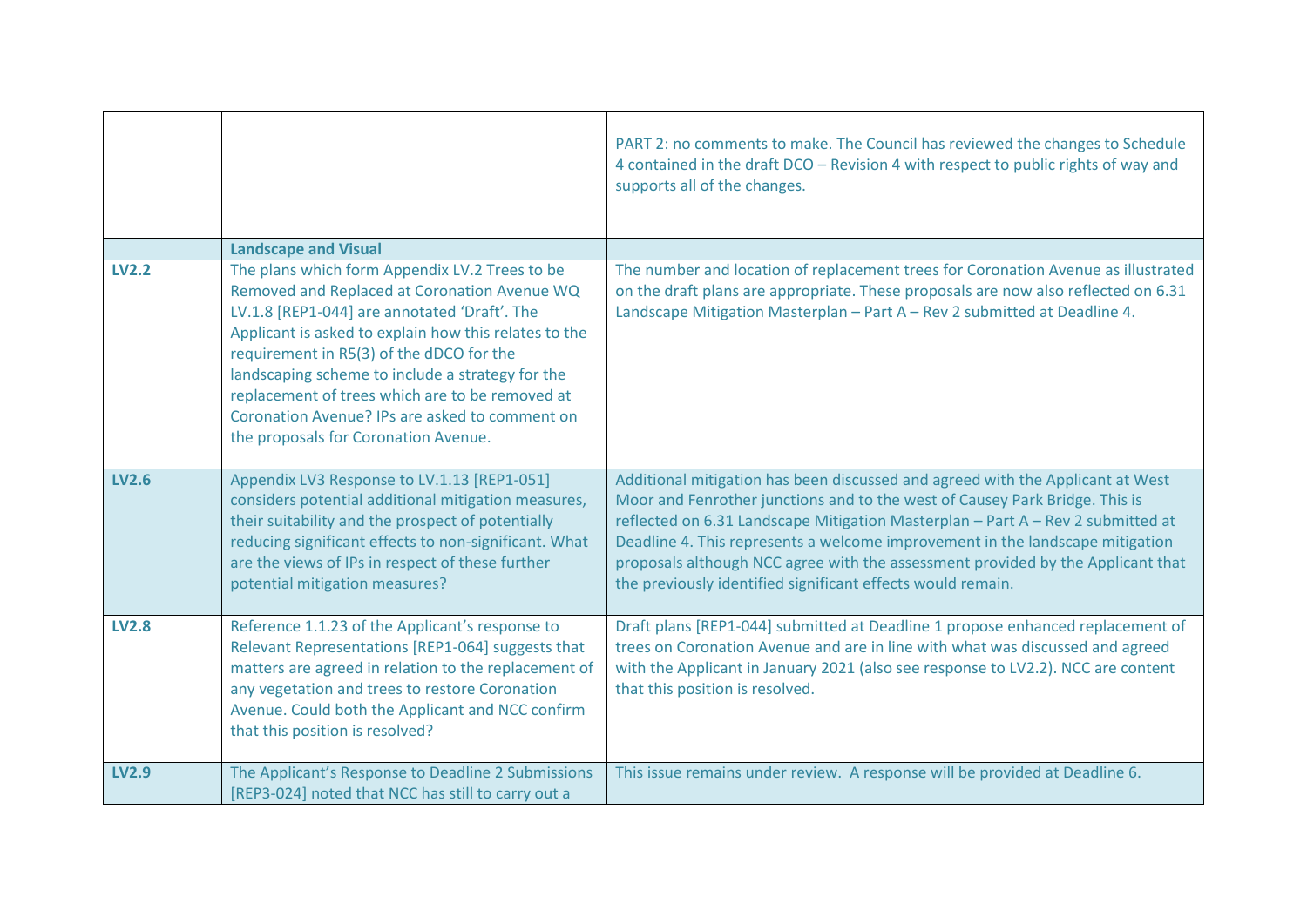| | | |
|---|---|---|
| | | PART 2: no comments to make. The Council has reviewed the changes to Schedule 4 contained in the draft DCO – Revision 4 with respect to public rights of way and supports all of the changes. |
| | **Landscape and Visual** | |
| **LV2.2** | The plans which form Appendix LV.2 Trees to be Removed and Replaced at Coronation Avenue WQ LV.1.8 [REP1-044] are annotated 'Draft'. The Applicant is asked to explain how this relates to the requirement in R5(3) of the dDCO for the landscaping scheme to include a strategy for the replacement of trees which are to be removed at Coronation Avenue? IPs are asked to comment on the proposals for Coronation Avenue. | The number and location of replacement trees for Coronation Avenue as illustrated on the draft plans are appropriate. These proposals are now also reflected on 6.31 Landscape Mitigation Masterplan – Part A – Rev 2 submitted at Deadline 4. |
| **LV2.6** | Appendix LV3 Response to LV.1.13 [REP1-051] considers potential additional mitigation measures, their suitability and the prospect of potentially reducing significant effects to non-significant. What are the views of IPs in respect of these further potential mitigation measures? | Additional mitigation has been discussed and agreed with the Applicant at West Moor and Fenrother junctions and to the west of Causey Park Bridge. This is reflected on 6.31 Landscape Mitigation Masterplan – Part A – Rev 2 submitted at Deadline 4. This represents a welcome improvement in the landscape mitigation proposals although NCC agree with the assessment provided by the Applicant that the previously identified significant effects would remain. |
| **LV2.8** | Reference 1.1.23 of the Applicant's response to Relevant Representations [REP1-064] suggests that matters are agreed in relation to the replacement of any vegetation and trees to restore Coronation Avenue. Could both the Applicant and NCC confirm that this position is resolved? | Draft plans [REP1-044] submitted at Deadline 1 propose enhanced replacement of trees on Coronation Avenue and are in line with what was discussed and agreed with the Applicant in January 2021 (also see response to LV2.2). NCC are content that this position is resolved. |
| **LV2.9** | The Applicant's Response to Deadline 2 Submissions [REP3-024] noted that NCC has still to carry out a | This issue remains under review. A response will be provided at Deadline 6. |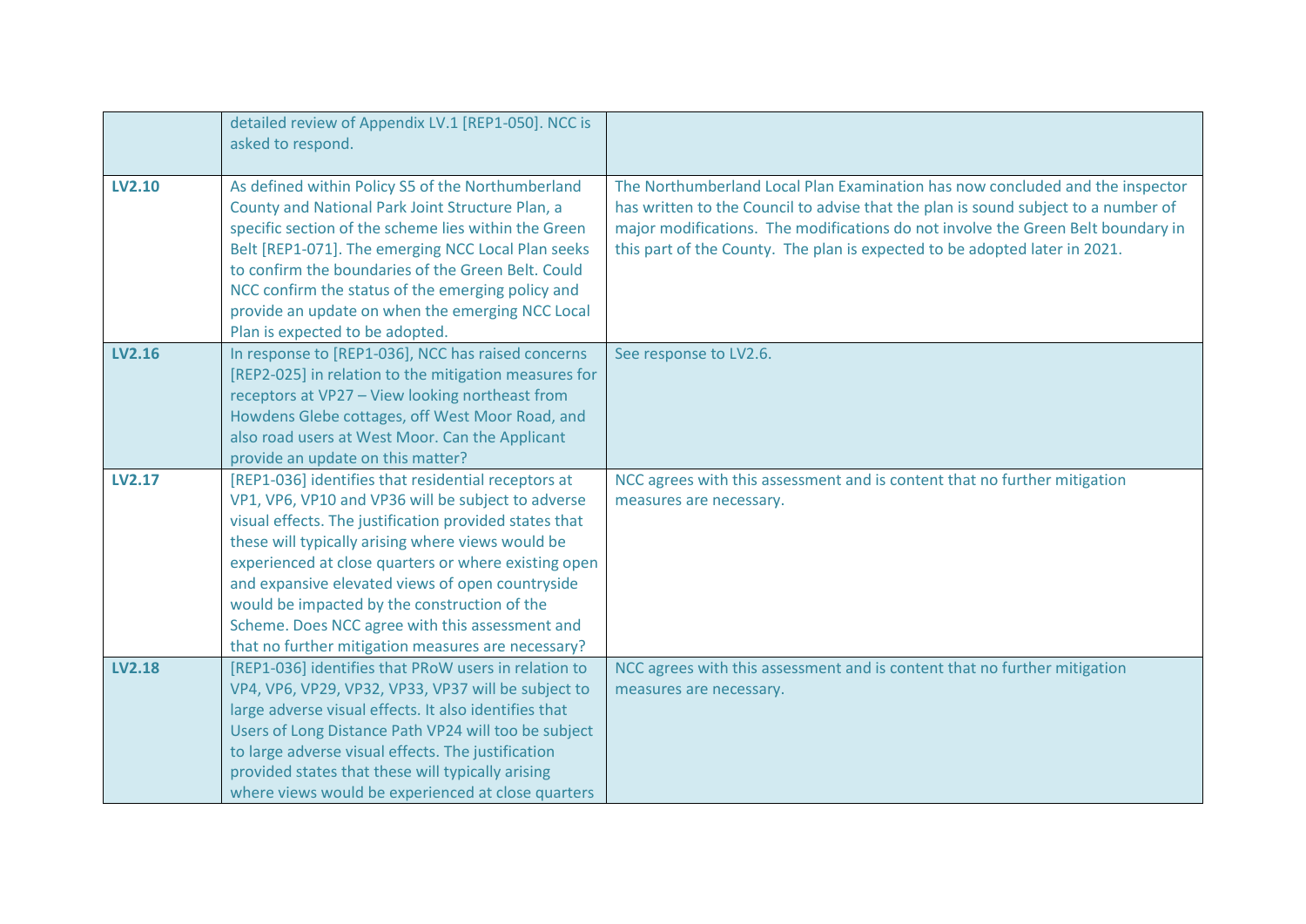| | | |
|---|---|---|
| | detailed review of Appendix LV.1 [REP1-050]. NCC is asked to respond. | |
| **LV2.10** | As defined within Policy S5 of the Northumberland County and National Park Joint Structure Plan, a specific section of the scheme lies within the Green Belt [REP1-071]. The emerging NCC Local Plan seeks to confirm the boundaries of the Green Belt. Could NCC confirm the status of the emerging policy and provide an update on when the emerging NCC Local Plan is expected to be adopted. | The Northumberland Local Plan Examination has now concluded and the inspector has written to the Council to advise that the plan is sound subject to a number of major modifications. The modifications do not involve the Green Belt boundary in this part of the County. The plan is expected to be adopted later in 2021. |
| **LV2.16** | In response to [REP1-036], NCC has raised concerns [REP2-025] in relation to the mitigation measures for receptors at VP27 – View looking northeast from Howdens Glebe cottages, off West Moor Road, and also road users at West Moor. Can the Applicant provide an update on this matter? | See response to LV2.6. |
| **LV2.17** | [REP1-036] identifies that residential receptors at VP1, VP6, VP10 and VP36 will be subject to adverse visual effects. The justification provided states that these will typically arising where views would be experienced at close quarters or where existing open and expansive elevated views of open countryside would be impacted by the construction of the Scheme. Does NCC agree with this assessment and that no further mitigation measures are necessary? | NCC agrees with this assessment and is content that no further mitigation measures are necessary. |
| **LV2.18** | [REP1-036] identifies that PRoW users in relation to VP4, VP6, VP29, VP32, VP33, VP37 will be subject to large adverse visual effects. It also identifies that Users of Long Distance Path VP24 will too be subject to large adverse visual effects. The justification provided states that these will typically arising where views would be experienced at close quarters | NCC agrees with this assessment and is content that no further mitigation measures are necessary. |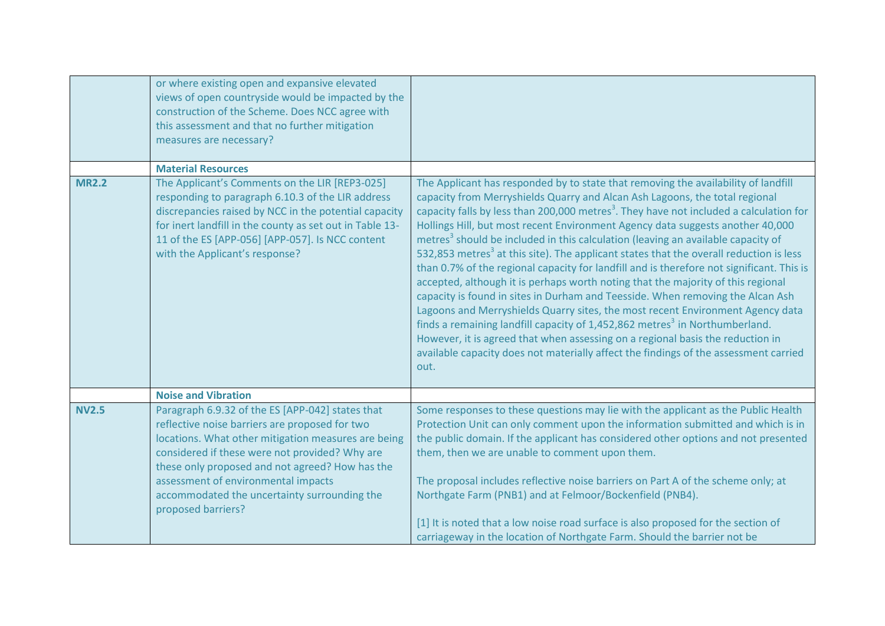| | | |
|---|---|---|
| | or where existing open and expansive elevated views of open countryside would be impacted by the construction of the Scheme. Does NCC agree with this assessment and that no further mitigation measures are necessary? | |
| | **Material Resources** | |
| **MR2.2** | The Applicant's Comments on the LIR [REP3-025] responding to paragraph 6.10.3 of the LIR address discrepancies raised by NCC in the potential capacity for inert landfill in the county as set out in Table 13-11 of the ES [APP-056] [APP-057]. Is NCC content with the Applicant's response? | The Applicant has responded by to state that removing the availability of landfill capacity from Merryshields Quarry and Alcan Ash Lagoons, the total regional capacity falls by less than 200,000 $metres^3$. They have not included a calculation for Hollings Hill, but most recent Environment Agency data suggests another 40,000 $metres^3$ should be included in this calculation (leaving an available capacity of 532,853 $metres^3$ at this site). The applicant states that the overall reduction is less than 0.7% of the regional capacity for landfill and is therefore not significant. This is accepted, although it is perhaps worth noting that the majority of this regional capacity is found in sites in Durham and Teesside. When removing the Alcan Ash Lagoons and Merryshields Quarry sites, the most recent Environment Agency data finds a remaining landfill capacity of 1,452,862 $metres^3$ in Northumberland. However, it is agreed that when assessing on a regional basis the reduction in available capacity does not materially affect the findings of the assessment carried out. |
| | **Noise and Vibration** | |
| **NV2.5** | Paragraph 6.9.32 of the ES [APP-042] states that reflective noise barriers are proposed for two locations. What other mitigation measures are being considered if these were not provided? Why are these only proposed and not agreed? How has the assessment of environmental impacts accommodated the uncertainty surrounding the proposed barriers? | Some responses to these questions may lie with the applicant as the Public Health Protection Unit can only comment upon the information submitted and which is in the public domain. If the applicant has considered other options and not presented them, then we are unable to comment upon them.<br><br>The proposal includes reflective noise barriers on Part A of the scheme only; at Northgate Farm (PNB1) and at Felmoor/Bockenfield (PNB4).<br><br>[1] It is noted that a low noise road surface is also proposed for the section of carriageway in the location of Northgate Farm. Should the barrier not be |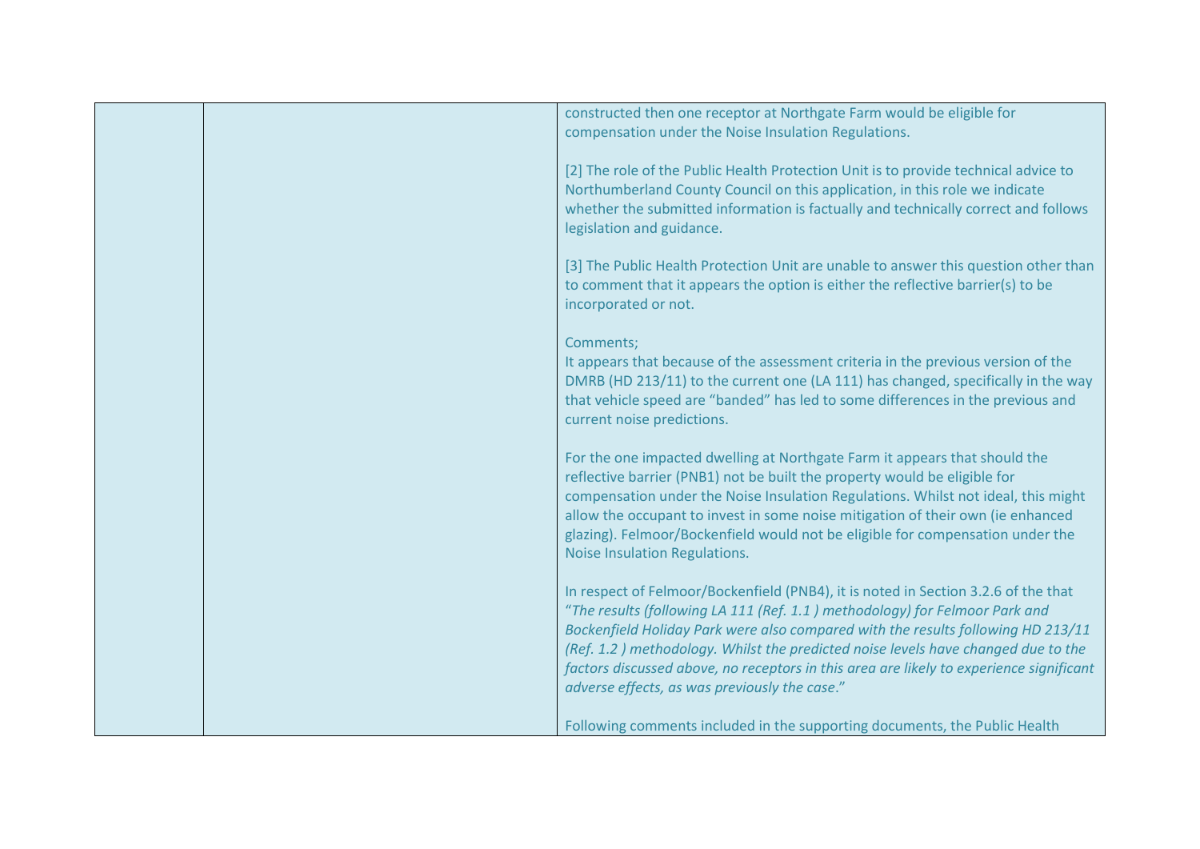| | | constructed then one receptor at Northgate Farm would be eligible for compensation under the Noise Insulation Regulations.<br><br>[2] The role of the Public Health Protection Unit is to provide technical advice to Northumberland County Council on this application, in this role we indicate whether the submitted information is factually and technically correct and follows legislation and guidance.<br><br>[3] The Public Health Protection Unit are unable to answer this question other than to comment that it appears the option is either the reflective barrier(s) to be incorporated or not.<br><br>Comments;<br>It appears that because of the assessment criteria in the previous version of the DMRB (HD 213/11) to the current one (LA 111) has changed, specifically in the way that vehicle speed are "banded" has led to some differences in the previous and current noise predictions.<br><br>For the one impacted dwelling at Northgate Farm it appears that should the reflective barrier (PNB1) not be built the property would be eligible for compensation under the Noise Insulation Regulations. Whilst not ideal, this might allow the occupant to invest in some noise mitigation of their own (ie enhanced glazing). Felmoor/Bockenfield would not be eligible for compensation under the Noise Insulation Regulations.<br><br>In respect of Felmoor/Bockenfield (PNB4), it is noted in Section 3.2.6 of the that "*The results (following LA 111 (Ref. 1.1 ) methodology) for Felmoor Park and Bockenfield Holiday Park were also compared with the results following HD 213/11 (Ref. 1.2 ) methodology. Whilst the predicted noise levels have changed due to the factors discussed above, no receptors in this area are likely to experience significant adverse effects, as was previously the case*."<br><br>Following comments included in the supporting documents, the Public Health |
|---|---|---|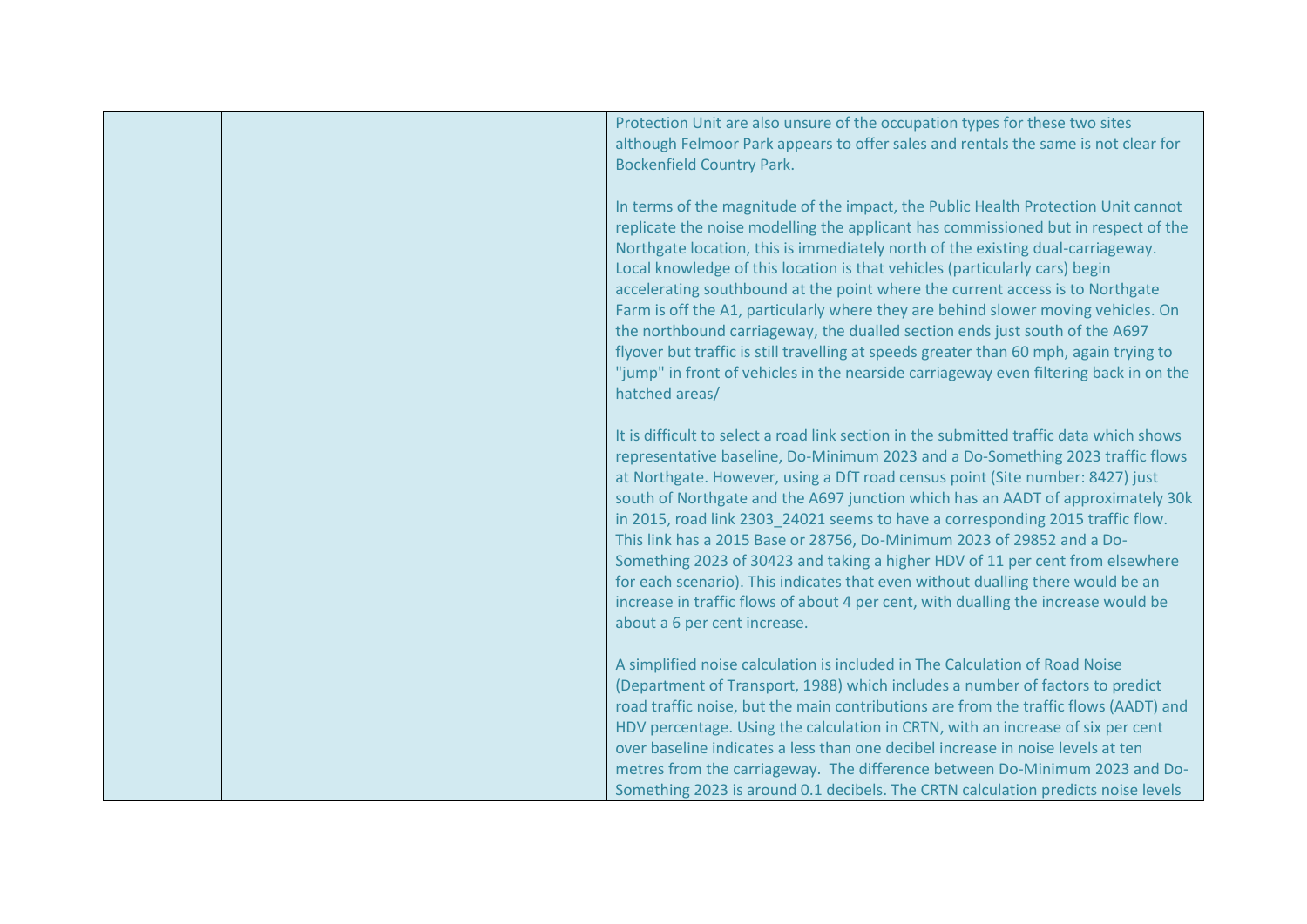| | | |
|---|---|---|
| | | Protection Unit are also unsure of the occupation types for these two sites although Felmoor Park appears to offer sales and rentals the same is not clear for Bockenfield Country Park.<br><br>In terms of the magnitude of the impact, the Public Health Protection Unit cannot replicate the noise modelling the applicant has commissioned but in respect of the Northgate location, this is immediately north of the existing dual-carriageway. Local knowledge of this location is that vehicles (particularly cars) begin accelerating southbound at the point where the current access is to Northgate Farm is off the A1, particularly where they are behind slower moving vehicles. On the northbound carriageway, the dualled section ends just south of the A697 flyover but traffic is still travelling at speeds greater than 60 mph, again trying to "jump" in front of vehicles in the nearside carriageway even filtering back in on the hatched areas/<br><br>It is difficult to select a road link section in the submitted traffic data which shows representative baseline, Do-Minimum 2023 and a Do-Something 2023 traffic flows at Northgate. However, using a DfT road census point (Site number: 8427) just south of Northgate and the A697 junction which has an AADT of approximately 30k in 2015, road link 2303_24021 seems to have a corresponding 2015 traffic flow. This link has a 2015 Base or 28756, Do-Minimum 2023 of 29852 and a Do-Something 2023 of 30423 and taking a higher HDV of 11 per cent from elsewhere for each scenario). This indicates that even without dualling there would be an increase in traffic flows of about 4 per cent, with dualling the increase would be about a 6 per cent increase.<br><br>A simplified noise calculation is included in The Calculation of Road Noise (Department of Transport, 1988) which includes a number of factors to predict road traffic noise, but the main contributions are from the traffic flows (AADT) and HDV percentage. Using the calculation in CRTN, with an increase of six per cent over baseline indicates a less than one decibel increase in noise levels at ten metres from the carriageway. The difference between Do-Minimum 2023 and Do-Something 2023 is around 0.1 decibels. The CRTN calculation predicts noise levels |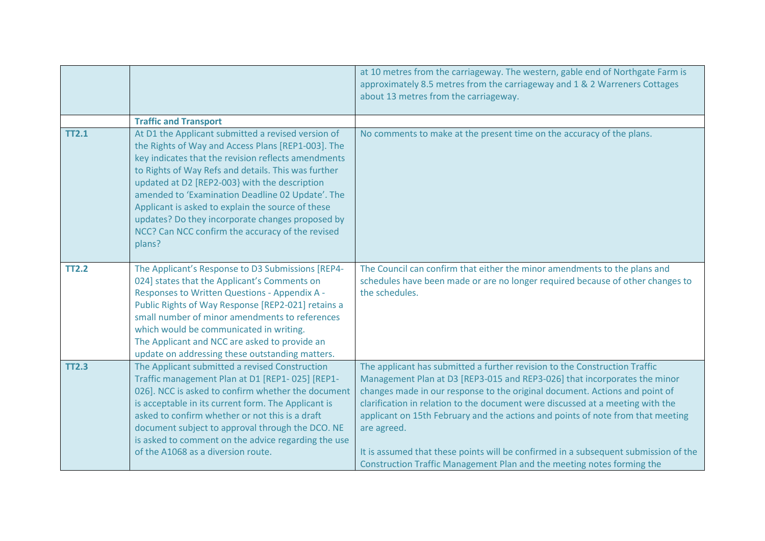| | | |
|---|---|---|
| | | at 10 metres from the carriageway. The western, gable end of Northgate Farm is approximately 8.5 metres from the carriageway and 1 & 2 Warreners Cottages about 13 metres from the carriageway. |
| | **Traffic and Transport** | |
| **TT2.1** | At D1 the Applicant submitted a revised version of the Rights of Way and Access Plans [REP1-003]. The key indicates that the revision reflects amendments to Rights of Way Refs and details. This was further updated at D2 [REP2-003} with the description amended to 'Examination Deadline 02 Update'. The Applicant is asked to explain the source of these updates? Do they incorporate changes proposed by NCC? Can NCC confirm the accuracy of the revised plans? | No comments to make at the present time on the accuracy of the plans. |
| **TT2.2** | The Applicant's Response to D3 Submissions [REP4-024] states that the Applicant's Comments on Responses to Written Questions - Appendix A - Public Rights of Way Response [REP2-021] retains a small number of minor amendments to references which would be communicated in writing.<br>The Applicant and NCC are asked to provide an update on addressing these outstanding matters. | The Council can confirm that either the minor amendments to the plans and schedules have been made or are no longer required because of other changes to the schedules. |
| **TT2.3** | The Applicant submitted a revised Construction Traffic management Plan at D1 [REP1- 025] [REP1-026]. NCC is asked to confirm whether the document is acceptable in its current form. The Applicant is asked to confirm whether or not this is a draft document subject to approval through the DCO. NE is asked to comment on the advice regarding the use of the A1068 as a diversion route. | The applicant has submitted a further revision to the Construction Traffic Management Plan at D3 [REP3-015 and REP3-026] that incorporates the minor changes made in our response to the original document. Actions and point of clarification in relation to the document were discussed at a meeting with the applicant on 15th February and the actions and points of note from that meeting are agreed.<br><br>It is assumed that these points will be confirmed in a subsequent submission of the Construction Traffic Management Plan and the meeting notes forming the |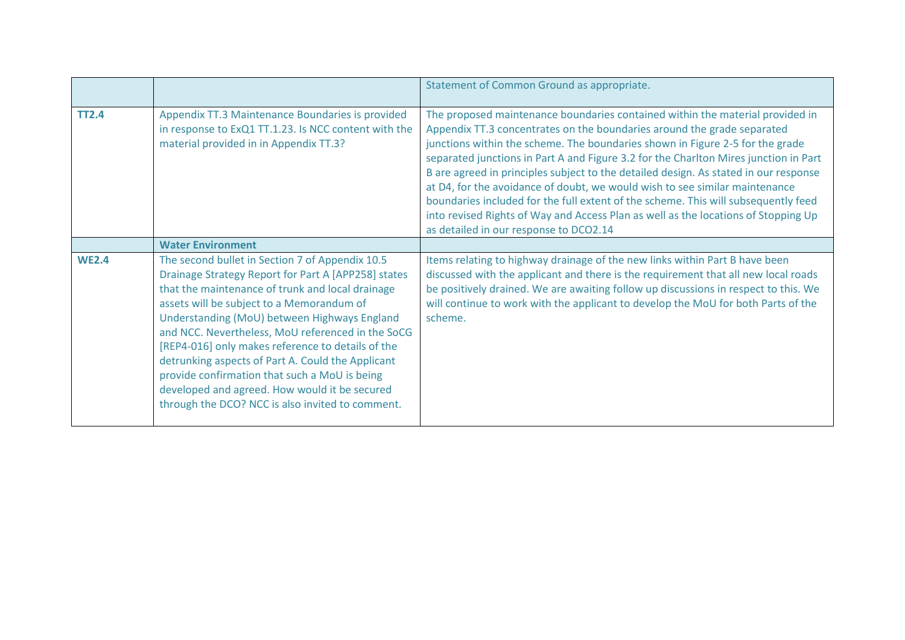| | | |
|---|---|---|
| | | Statement of Common Ground as appropriate. |
| **TT2.4** | Appendix TT.3 Maintenance Boundaries is provided in response to ExQ1 TT.1.23. Is NCC content with the material provided in in Appendix TT.3? | The proposed maintenance boundaries contained within the material provided in Appendix TT.3 concentrates on the boundaries around the grade separated junctions within the scheme. The boundaries shown in Figure 2-5 for the grade separated junctions in Part A and Figure 3.2 for the Charlton Mires junction in Part B are agreed in principles subject to the detailed design. As stated in our response at D4, for the avoidance of doubt, we would wish to see similar maintenance boundaries included for the full extent of the scheme. This will subsequently feed into revised Rights of Way and Access Plan as well as the locations of Stopping Up as detailed in our response to DCO2.14 |
| | **Water Environment** | |
| **WE2.4** | The second bullet in Section 7 of Appendix 10.5 Drainage Strategy Report for Part A [APP258] states that the maintenance of trunk and local drainage assets will be subject to a Memorandum of Understanding (MoU) between Highways England and NCC. Nevertheless, MoU referenced in the SoCG [REP4-016] only makes reference to details of the detrunking aspects of Part A. Could the Applicant provide confirmation that such a MoU is being developed and agreed. How would it be secured through the DCO? NCC is also invited to comment. | Items relating to highway drainage of the new links within Part B have been discussed with the applicant and there is the requirement that all new local roads be positively drained. We are awaiting follow up discussions in respect to this. We will continue to work with the applicant to develop the MoU for both Parts of the scheme. |